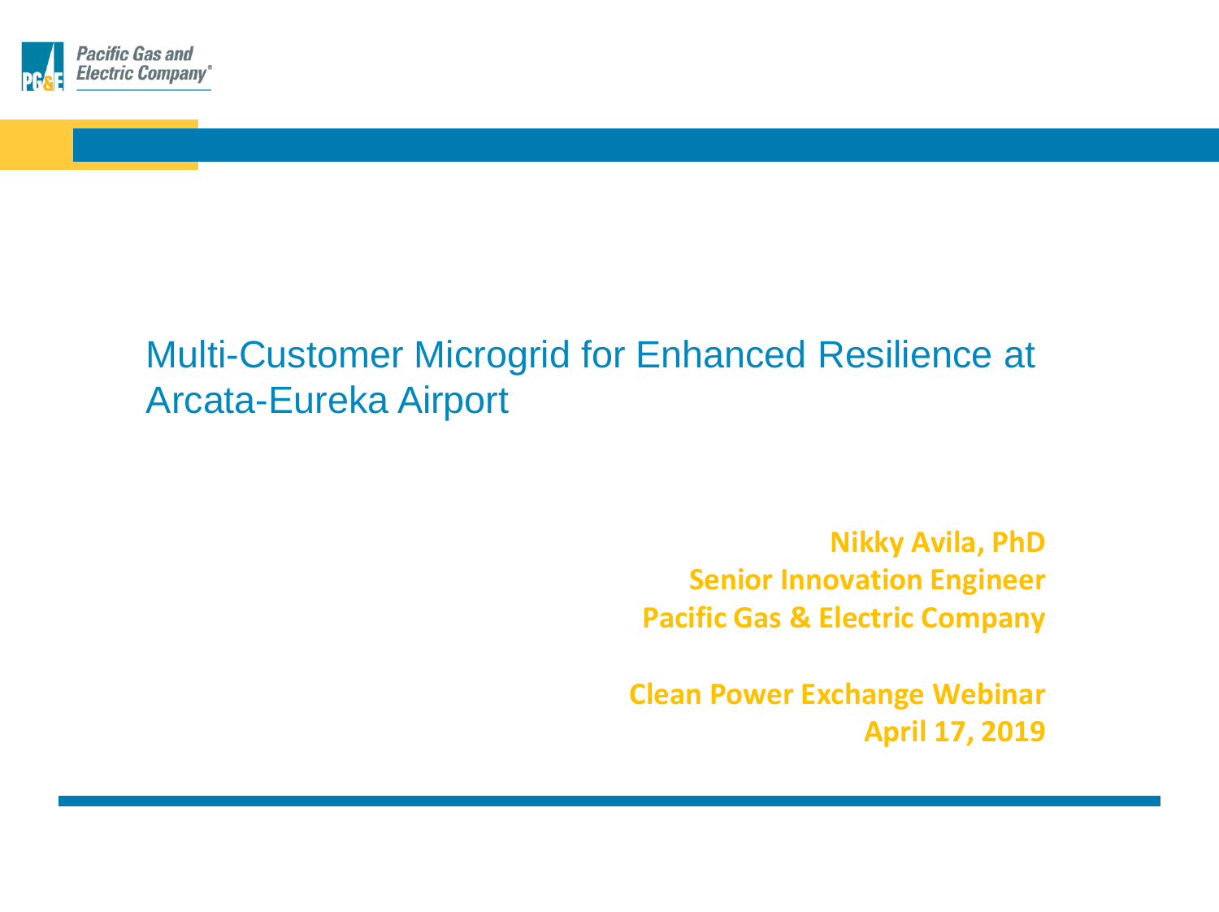Pacific Gas and Electric Company

# Multi-Customer Microgrid for Enhanced Resilience at Arcata-Eureka Airport

**Nikky Avila, PhD**
**Senior Innovation Engineer**
**Pacific Gas & Electric Company**

**Clean Power Exchange Webinar**
**April 17, 2019**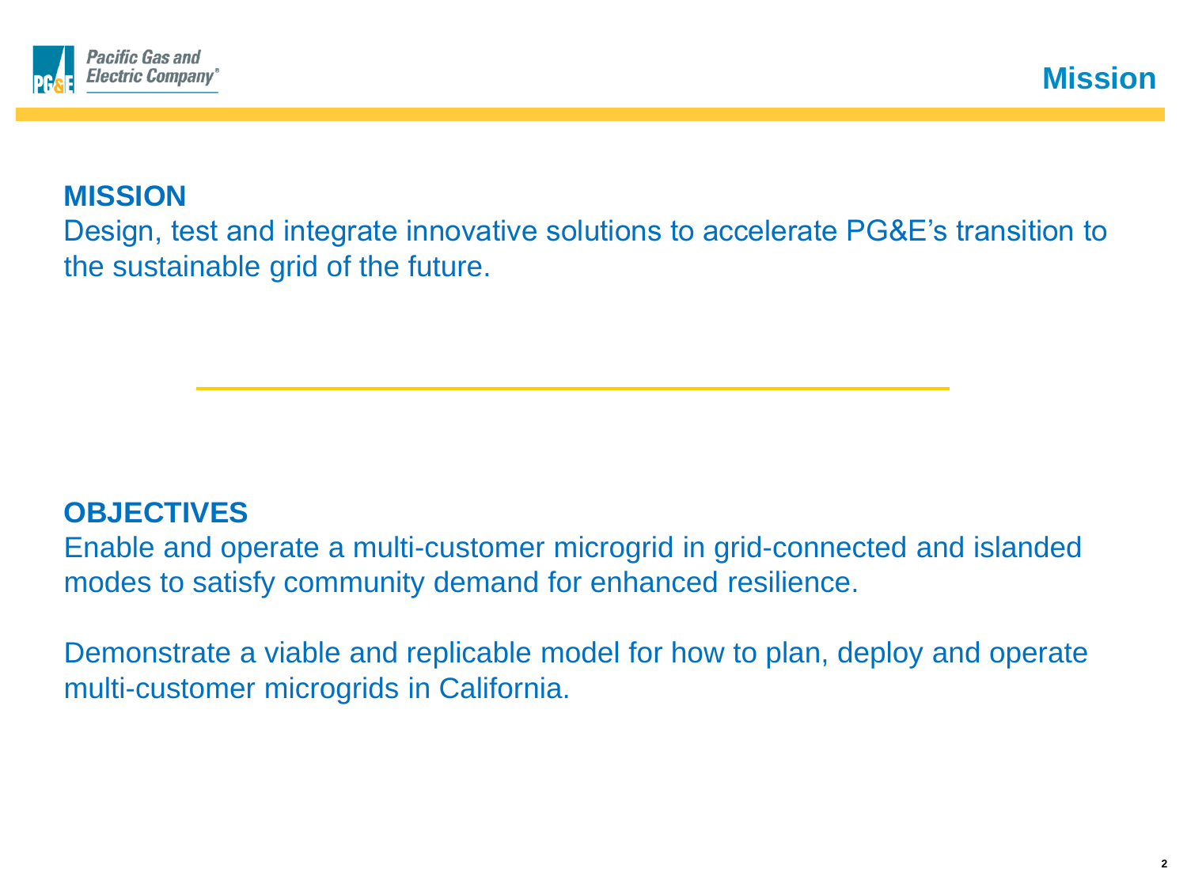# Mission

## MISSION

Design, test and integrate innovative solutions to accelerate PG&E's transition to the sustainable grid of the future.

## OBJECTIVES

Enable and operate a multi-customer microgrid in grid-connected and islanded modes to satisfy community demand for enhanced resilience.

Demonstrate a viable and replicable model for how to plan, deploy and operate multi-customer microgrids in California.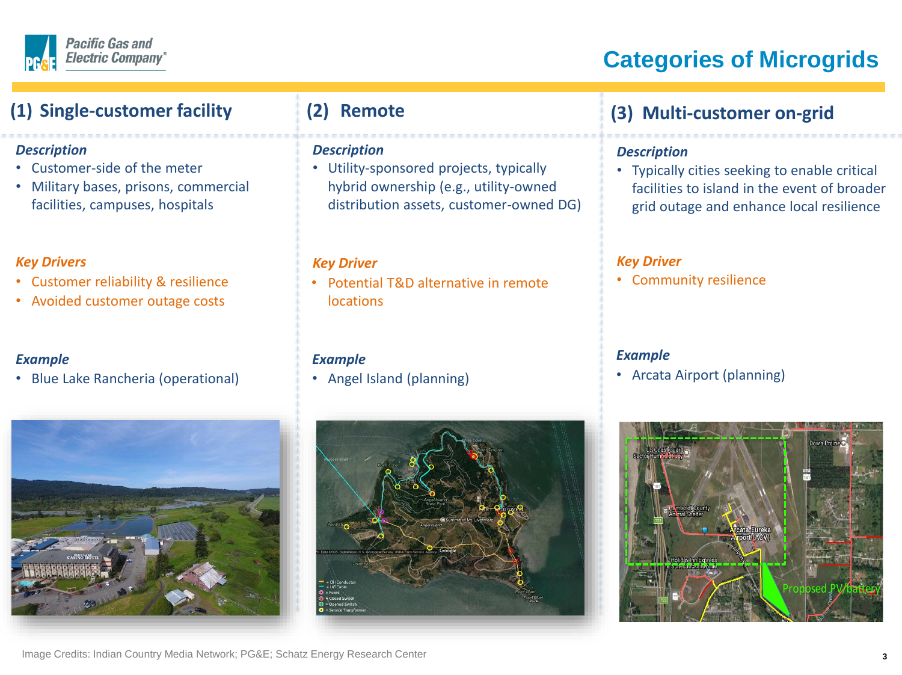# Categories of Microgrids

## (1) Single-customer facility

***Description***

- Customer-side of the meter
- Military bases, prisons, commercial facilities, campuses, hospitals

***Key Drivers***

- Customer reliability & resilience
- Avoided customer outage costs

***Example***

- Blue Lake Rancheria (operational)

## (2) Remote

***Description***

- Utility-sponsored projects, typically hybrid ownership (e.g., utility-owned distribution assets, customer-owned DG)

***Key Driver***

- Potential T&D alternative in remote locations

***Example***

- Angel Island (planning)

## (3) Multi-customer on-grid

***Description***

- Typically cities seeking to enable critical facilities to island in the event of broader grid outage and enhance local resilience

***Key Driver***

- Community resilience

***Example***

- Arcata Airport (planning)

Image Credits: Indian Country Media Network; PG&E; Schatz Energy Research Center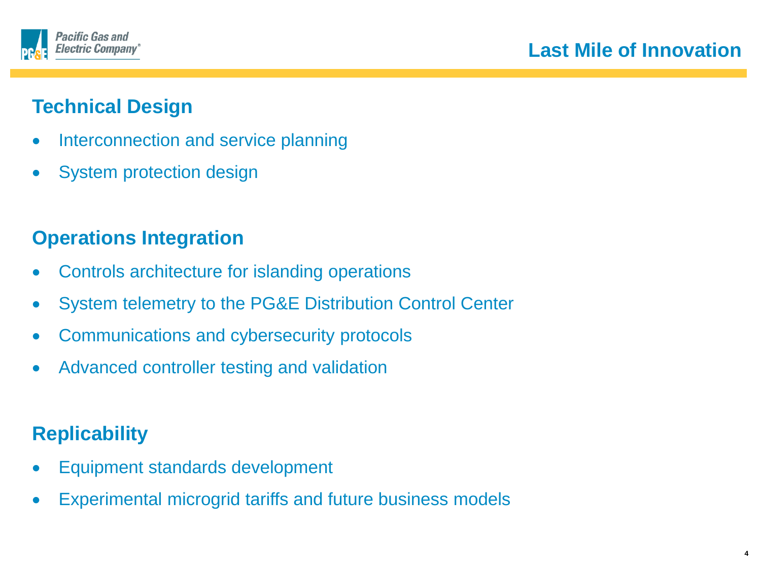# Last Mile of Innovation

## Technical Design

- Interconnection and service planning
- System protection design

## Operations Integration

- Controls architecture for islanding operations
- System telemetry to the PG&E Distribution Control Center
- Communications and cybersecurity protocols
- Advanced controller testing and validation

## Replicability

- Equipment standards development
- Experimental microgrid tariffs and future business models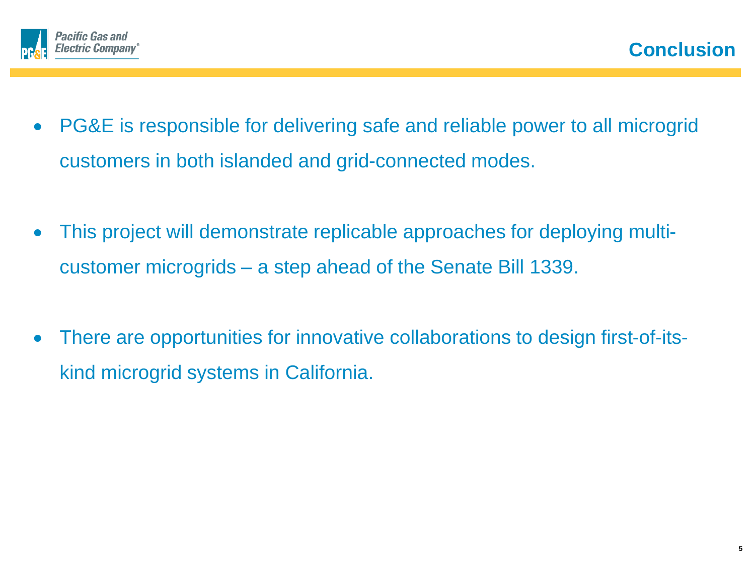# Conclusion

- PG&E is responsible for delivering safe and reliable power to all microgrid customers in both islanded and grid-connected modes.

- This project will demonstrate replicable approaches for deploying multi-customer microgrids – a step ahead of the Senate Bill 1339.

- There are opportunities for innovative collaborations to design first-of-its-kind microgrid systems in California.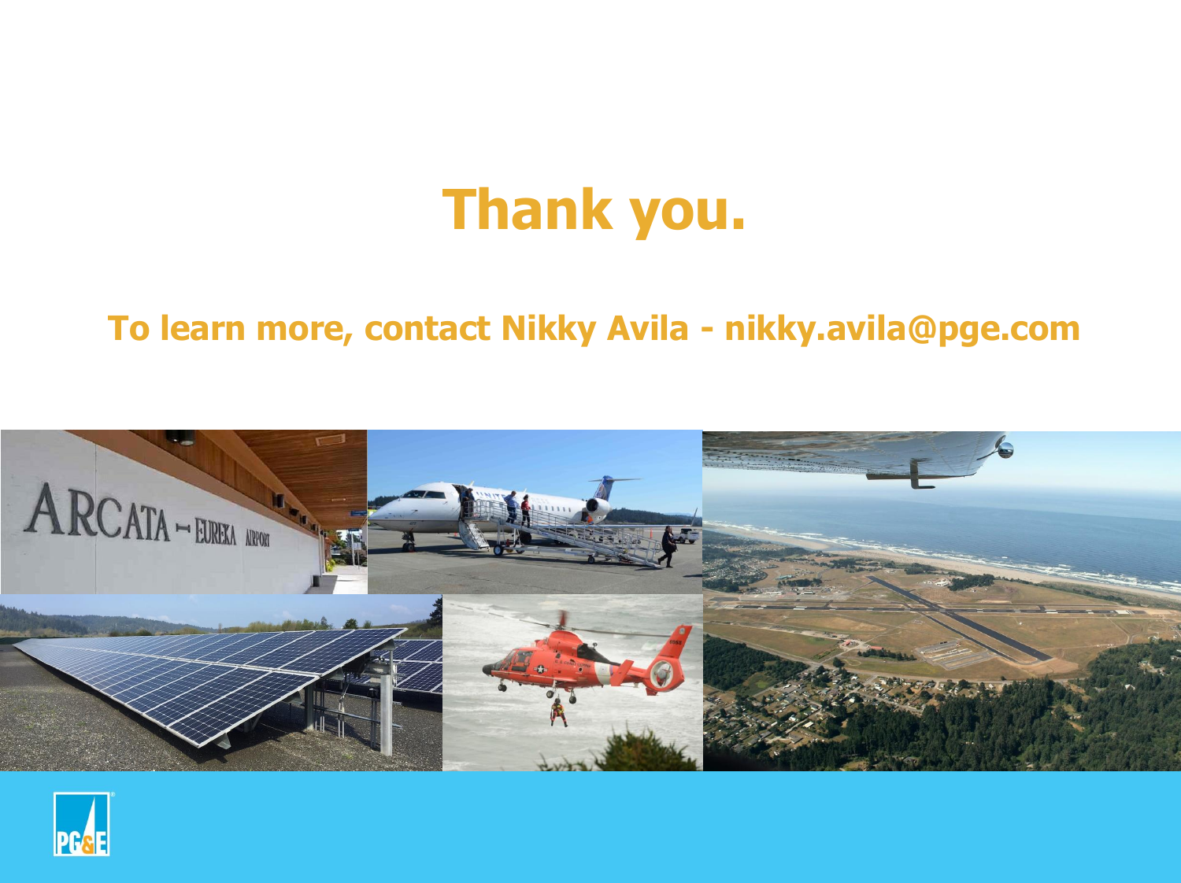# Thank you.

**To learn more, contact Nikky Avila - nikky.avila@pge.com**